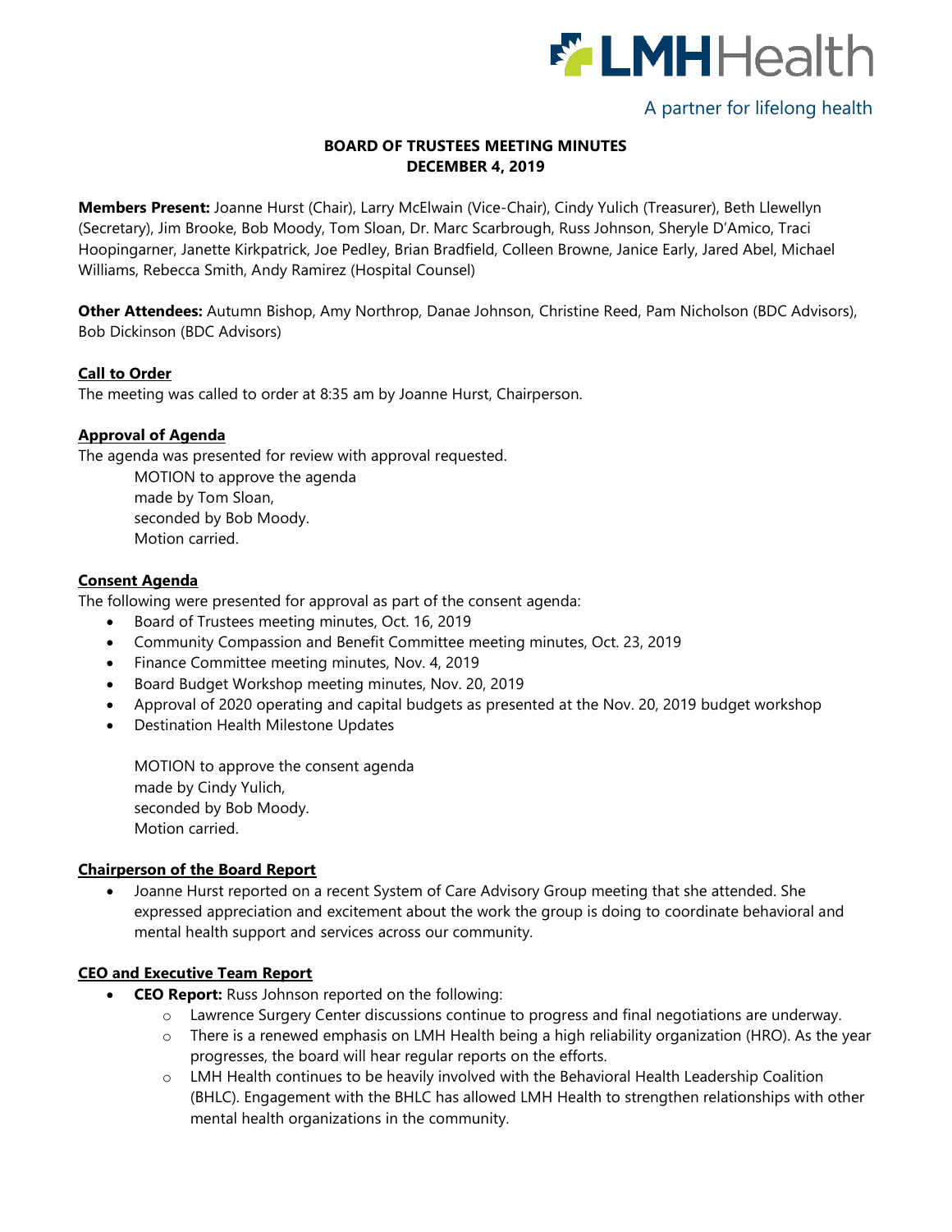LMHHealth

A partner for lifelong health

# BOARD OF TRUSTEES MEETING MINUTES
## DECEMBER 4, 2019

**Members Present:** Joanne Hurst (Chair), Larry McElwain (Vice-Chair), Cindy Yulich (Treasurer), Beth Llewellyn (Secretary), Jim Brooke, Bob Moody, Tom Sloan, Dr. Marc Scarbrough, Russ Johnson, Sheryle D'Amico, Traci Hoopingarner, Janette Kirkpatrick, Joe Pedley, Brian Bradfield, Colleen Browne, Janice Early, Jared Abel, Michael Williams, Rebecca Smith, Andy Ramirez (Hospital Counsel)

**Other Attendees:** Autumn Bishop, Amy Northrop, Danae Johnson, Christine Reed, Pam Nicholson (BDC Advisors), Bob Dickinson (BDC Advisors)

### Call to Order

The meeting was called to order at 8:35 am by Joanne Hurst, Chairperson.

### Approval of Agenda

The agenda was presented for review with approval requested.

MOTION to approve the agenda
made by Tom Sloan,
seconded by Bob Moody.
Motion carried.

### Consent Agenda

The following were presented for approval as part of the consent agenda:

- Board of Trustees meeting minutes, Oct. 16, 2019
- Community Compassion and Benefit Committee meeting minutes, Oct. 23, 2019
- Finance Committee meeting minutes, Nov. 4, 2019
- Board Budget Workshop meeting minutes, Nov. 20, 2019
- Approval of 2020 operating and capital budgets as presented at the Nov. 20, 2019 budget workshop
- Destination Health Milestone Updates

MOTION to approve the consent agenda
made by Cindy Yulich,
seconded by Bob Moody.
Motion carried.

### Chairperson of the Board Report

- Joanne Hurst reported on a recent System of Care Advisory Group meeting that she attended. She expressed appreciation and excitement about the work the group is doing to coordinate behavioral and mental health support and services across our community.

### CEO and Executive Team Report

- **CEO Report:** Russ Johnson reported on the following:
  - Lawrence Surgery Center discussions continue to progress and final negotiations are underway.
  - There is a renewed emphasis on LMH Health being a high reliability organization (HRO). As the year progresses, the board will hear regular reports on the efforts.
  - LMH Health continues to be heavily involved with the Behavioral Health Leadership Coalition (BHLC). Engagement with the BHLC has allowed LMH Health to strengthen relationships with other mental health organizations in the community.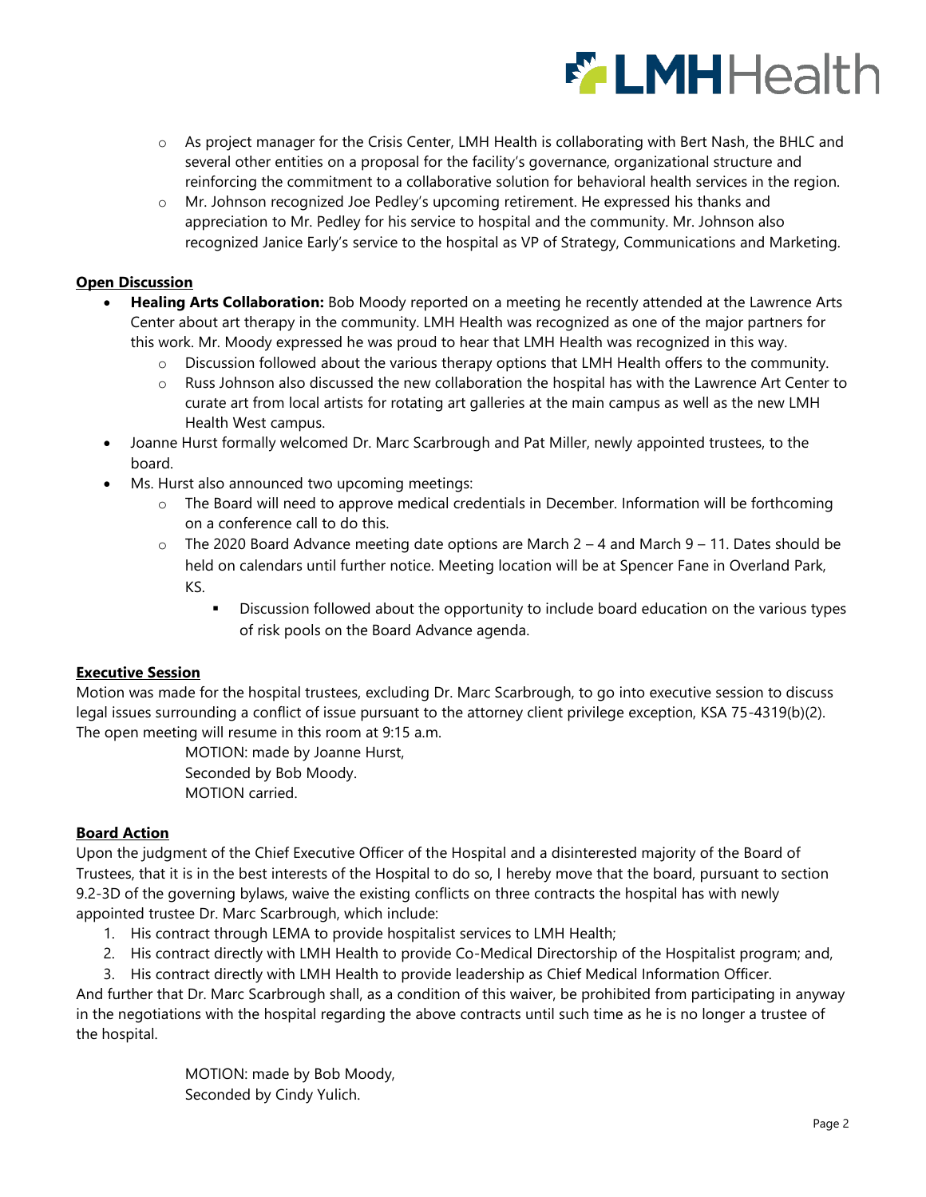- As project manager for the Crisis Center, LMH Health is collaborating with Bert Nash, the BHLC and several other entities on a proposal for the facility's governance, organizational structure and reinforcing the commitment to a collaborative solution for behavioral health services in the region.
  - Mr. Johnson recognized Joe Pedley's upcoming retirement. He expressed his thanks and appreciation to Mr. Pedley for his service to hospital and the community. Mr. Johnson also recognized Janice Early's service to the hospital as VP of Strategy, Communications and Marketing.

**Open Discussion**

- **Healing Arts Collaboration:** Bob Moody reported on a meeting he recently attended at the Lawrence Arts Center about art therapy in the community. LMH Health was recognized as one of the major partners for this work. Mr. Moody expressed he was proud to hear that LMH Health was recognized in this way.
  - Discussion followed about the various therapy options that LMH Health offers to the community.
  - Russ Johnson also discussed the new collaboration the hospital has with the Lawrence Art Center to curate art from local artists for rotating art galleries at the main campus as well as the new LMH Health West campus.
- Joanne Hurst formally welcomed Dr. Marc Scarbrough and Pat Miller, newly appointed trustees, to the board.
- Ms. Hurst also announced two upcoming meetings:
  - The Board will need to approve medical credentials in December. Information will be forthcoming on a conference call to do this.
  - The 2020 Board Advance meeting date options are March 2 – 4 and March 9 – 11. Dates should be held on calendars until further notice. Meeting location will be at Spencer Fane in Overland Park, KS.
    - Discussion followed about the opportunity to include board education on the various types of risk pools on the Board Advance agenda.

**Executive Session**

Motion was made for the hospital trustees, excluding Dr. Marc Scarbrough, to go into executive session to discuss legal issues surrounding a conflict of issue pursuant to the attorney client privilege exception, KSA 75-4319(b)(2). The open meeting will resume in this room at 9:15 a.m.

MOTION: made by Joanne Hurst,
Seconded by Bob Moody.
MOTION carried.

**Board Action**

Upon the judgment of the Chief Executive Officer of the Hospital and a disinterested majority of the Board of Trustees, that it is in the best interests of the Hospital to do so, I hereby move that the board, pursuant to section 9.2-3D of the governing bylaws, waive the existing conflicts on three contracts the hospital has with newly appointed trustee Dr. Marc Scarbrough, which include:

1. His contract through LEMA to provide hospitalist services to LMH Health;
2. His contract directly with LMH Health to provide Co-Medical Directorship of the Hospitalist program; and,
3. His contract directly with LMH Health to provide leadership as Chief Medical Information Officer.

And further that Dr. Marc Scarbrough shall, as a condition of this waiver, be prohibited from participating in anyway in the negotiations with the hospital regarding the above contracts until such time as he is no longer a trustee of the hospital.

MOTION: made by Bob Moody,
Seconded by Cindy Yulich.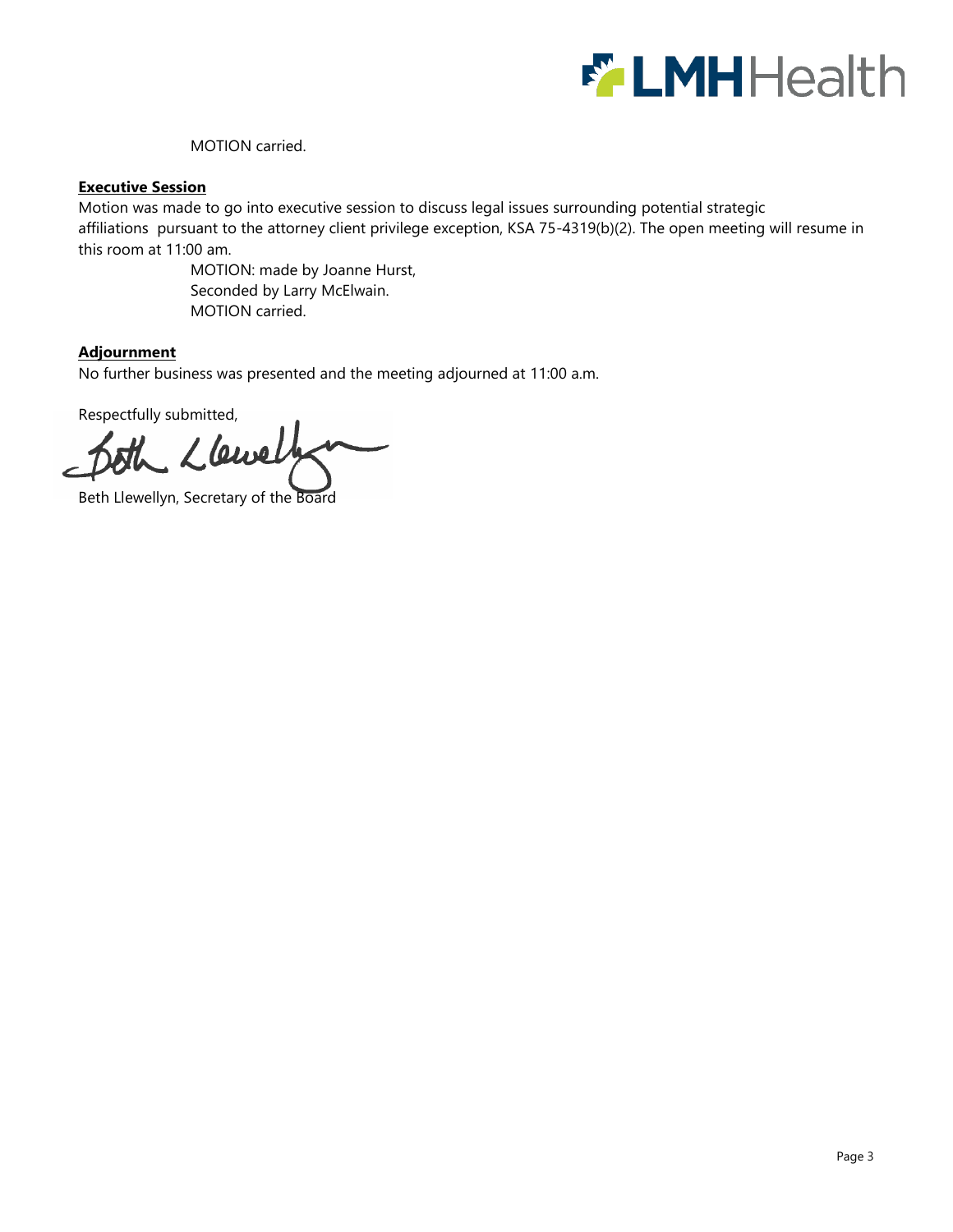MOTION carried.

**Executive Session**

Motion was made to go into executive session to discuss legal issues surrounding potential strategic affiliations pursuant to the attorney client privilege exception, KSA 75-4319(b)(2). The open meeting will resume in this room at 11:00 am.

MOTION: made by Joanne Hurst,
Seconded by Larry McElwain.
MOTION carried.

**Adjournment**

No further business was presented and the meeting adjourned at 11:00 a.m.

Respectfully submitted,

Beth Llewellyn, Secretary of the Board